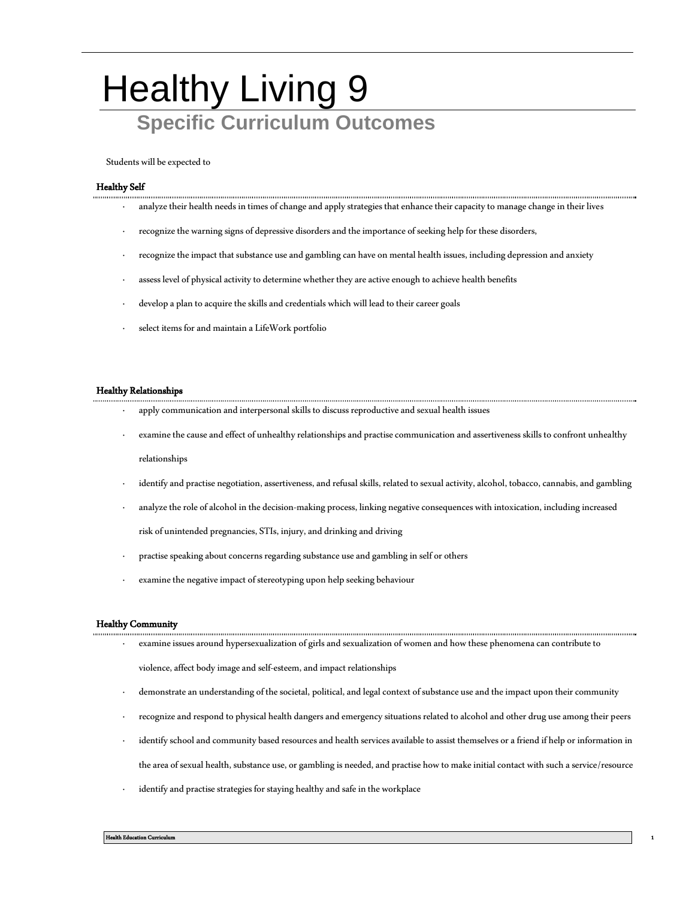# Healthy Living 9

## Specific Curriculum Outcomes

Students will be expected to

### Healthy Self

- analyze their health needs in times of change and apply strategies that enhance their capacity to manage change in their lives
- recognize the warning signs of depressive disorders and the importance of seeking help for these disorders,
- recognize the impact that substance use and gambling can have on mental health issues, including depression and anxiety
- assess level of physical activity to determine whether they are active enough to achieve health benefits
- develop a plan to acquire the skills and credentials which will lead to their career goals
- select items for and maintain a LifeWork portfolio

### Healthy Relationships

- apply communication and interpersonal skills to discuss reproductive and sexual health issues
- examine the cause and effect of unhealthy relationships and practise communication and assertiveness skills to confront unhealthy relationships
- identify and practise negotiation, assertiveness, and refusal skills, related to sexual activity, alcohol, tobacco, cannabis, and gambling
- analyze the role of alcohol in the decision-making process, linking negative consequences with intoxication, including increased risk of unintended pregnancies, STIs, injury, and drinking and driving
- practise speaking about concerns regarding substance use and gambling in self or others
- examine the negative impact of stereotyping upon help seeking behaviour

### Healthy Community

- examine issues around hypersexualization of girls and sexualization of women and how these phenomena can contribute to violence, affect body image and self-esteem, and impact relationships
- demonstrate an understanding of the societal, political, and legal context of substance use and the impact upon their community
- recognize and respond to physical health dangers and emergency situations related to alcohol and other drug use among their peers
- identify school and community based resources and health services available to assist themselves or a friend if help or information in the area of sexual health, substance use, or gambling is needed, and practise how to make initial contact with such a service/resource
- identify and practise strategies for staying healthy and safe in the workplace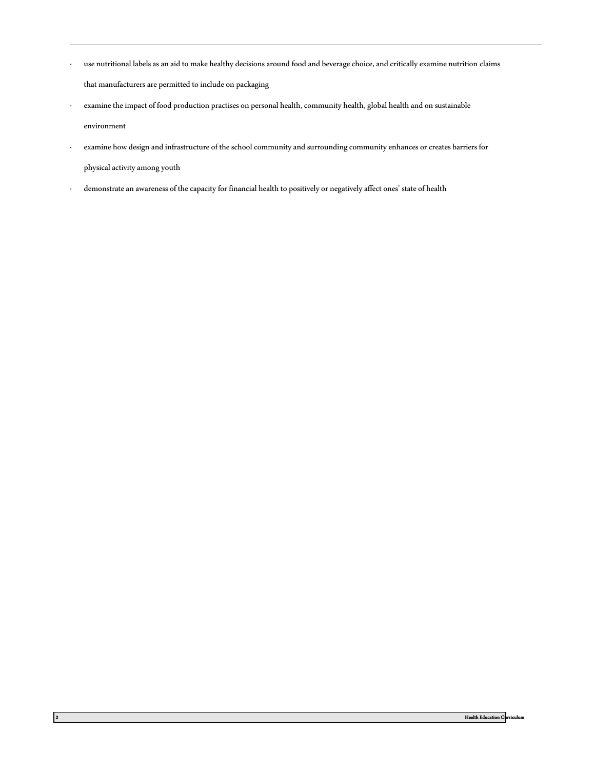- use nutritional labels as an aid to make healthy decisions around food and beverage choice, and critically examine nutrition claims that manufacturers are permitted to include on packaging
- examine the impact of food production practises on personal health, community health, global health and on sustainable environment
- examine how design and infrastructure of the school community and surrounding community enhances or creates barriers for physical activity among youth
- demonstrate an awareness of the capacity for financial health to positively or negatively affect ones' state of health